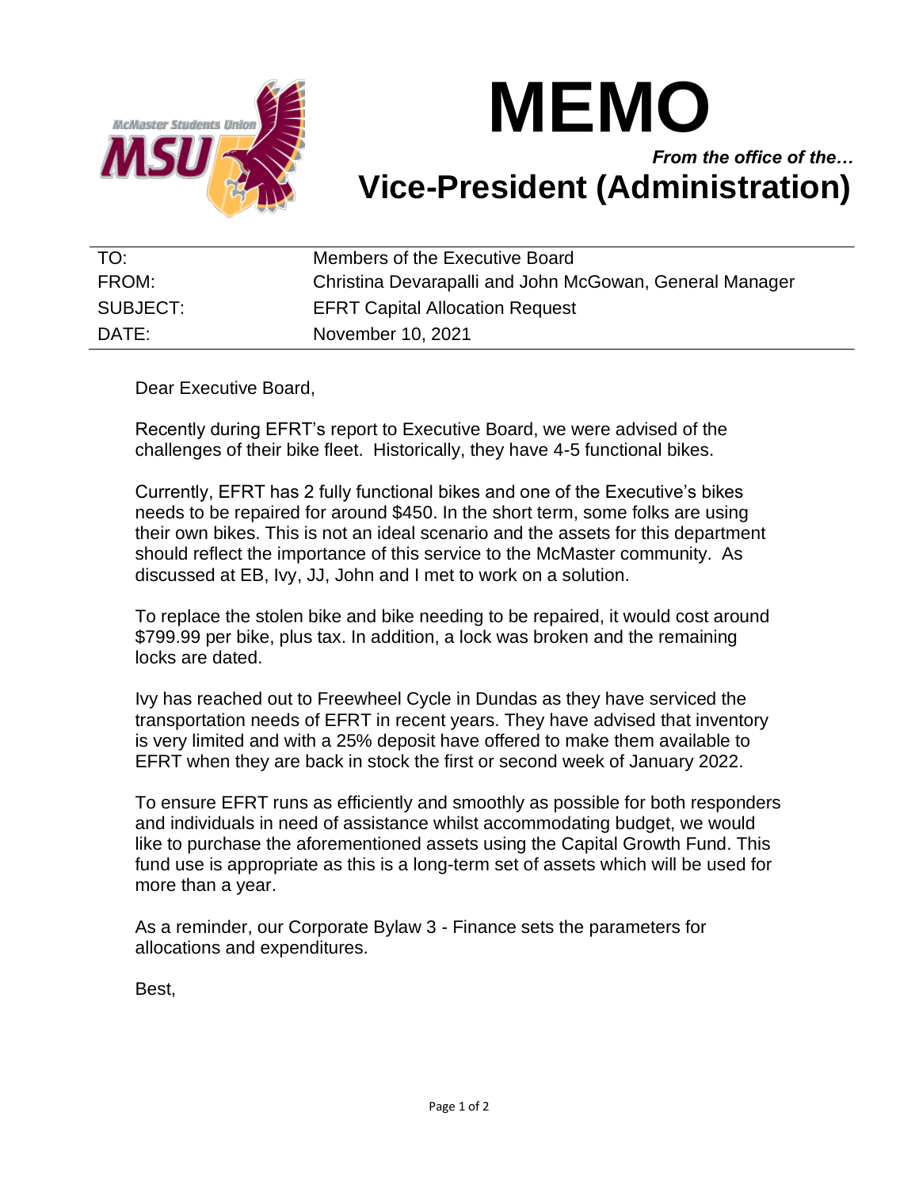# MEMO

***From the office of the…***

# Vice-President (Administration)

| | |
|---|---|
| TO: | Members of the Executive Board |
| FROM: | Christina Devarapalli and John McGowan, General Manager |
| SUBJECT: | EFRT Capital Allocation Request |
| DATE: | November 10, 2021 |

Dear Executive Board,

Recently during EFRT's report to Executive Board, we were advised of the challenges of their bike fleet. Historically, they have 4-5 functional bikes.

Currently, EFRT has 2 fully functional bikes and one of the Executive's bikes needs to be repaired for around $450. In the short term, some folks are using their own bikes. This is not an ideal scenario and the assets for this department should reflect the importance of this service to the McMaster community. As discussed at EB, Ivy, JJ, John and I met to work on a solution.

To replace the stolen bike and bike needing to be repaired, it would cost around $799.99 per bike, plus tax. In addition, a lock was broken and the remaining locks are dated.

Ivy has reached out to Freewheel Cycle in Dundas as they have serviced the transportation needs of EFRT in recent years. They have advised that inventory is very limited and with a 25% deposit have offered to make them available to EFRT when they are back in stock the first or second week of January 2022.

To ensure EFRT runs as efficiently and smoothly as possible for both responders and individuals in need of assistance whilst accommodating budget, we would like to purchase the aforementioned assets using the Capital Growth Fund. This fund use is appropriate as this is a long-term set of assets which will be used for more than a year.

As a reminder, our Corporate Bylaw 3 - Finance sets the parameters for allocations and expenditures.

Best,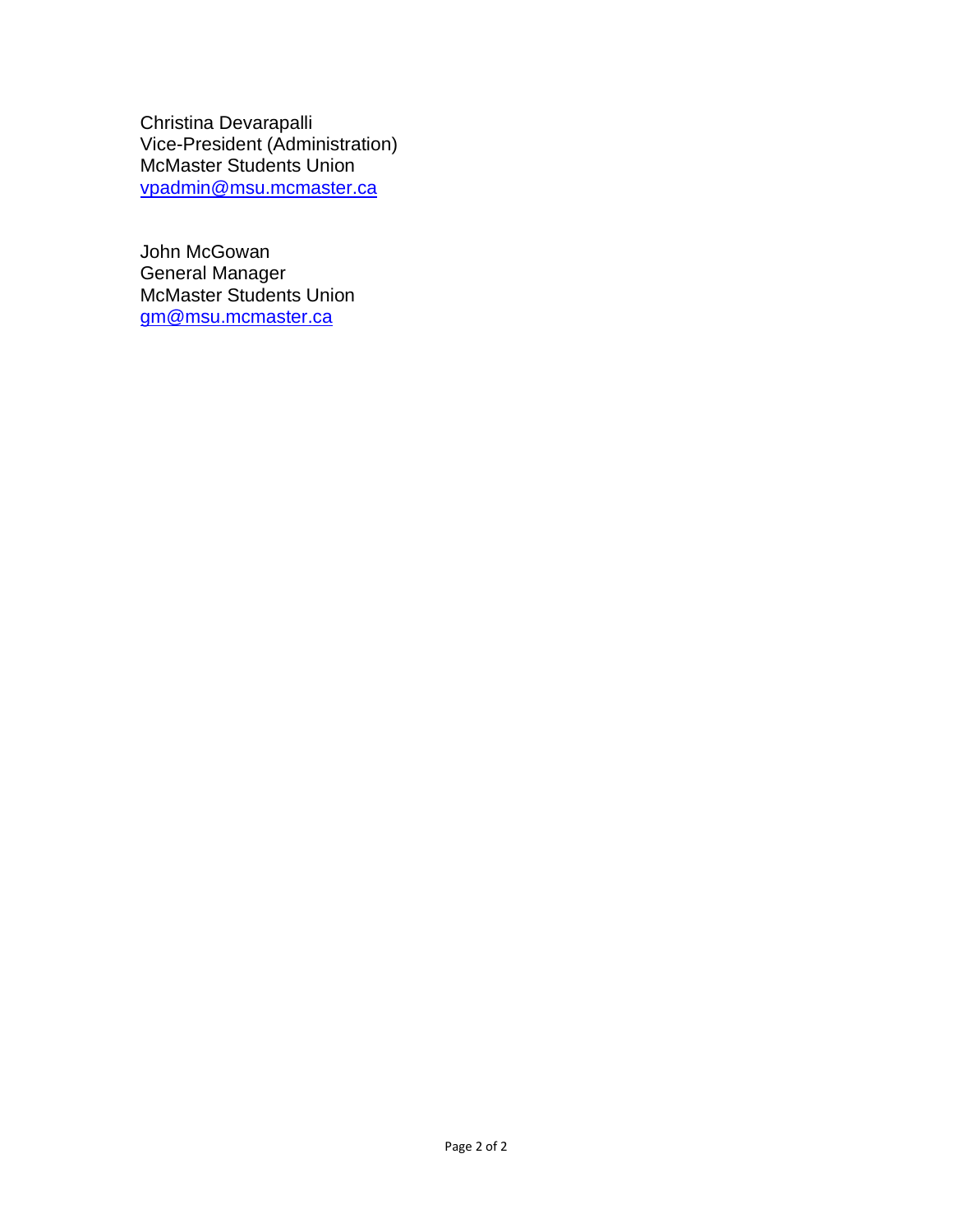Christina Devarapalli
Vice-President (Administration)
McMaster Students Union
vpadmin@msu.mcmaster.ca

John McGowan
General Manager
McMaster Students Union
gm@msu.mcmaster.ca